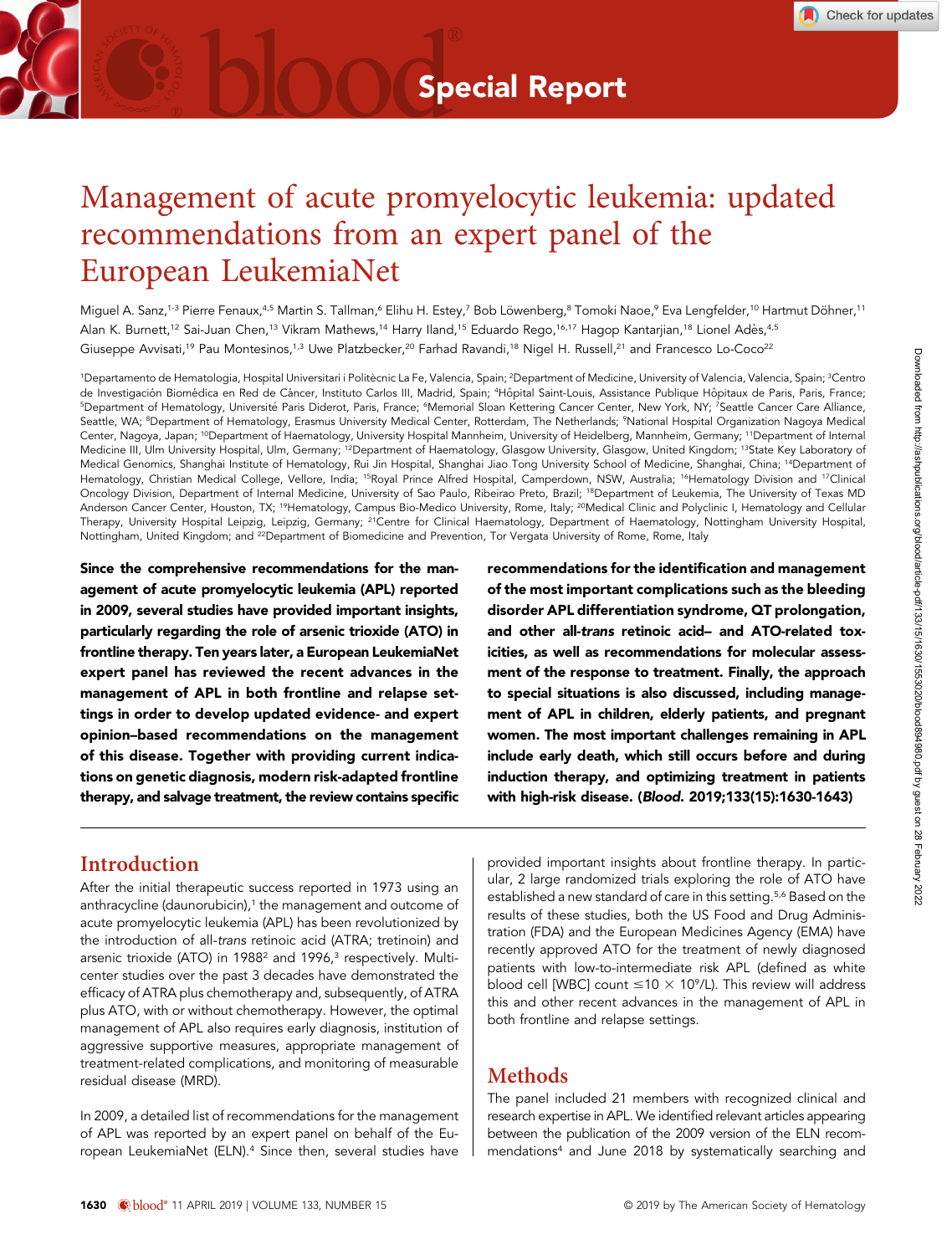Special Report

# Management of acute promyelocytic leukemia: updated recommendations from an expert panel of the European LeukemiaNet

Miguel A. Sanz,[1-3] Pierre Fenaux,[4,5] Martin S. Tallman,[6] Elihu H. Estey,[7] Bob Löwenberg,[8] Tomoki Naoe,[9] Eva Lengfelder,[10] Hartmut Döhner,[11] Alan K. Burnett,[12] Sai-Juan Chen,[13] Vikram Mathews,[14] Harry Iland,[15] Eduardo Rego,[16,17] Hagop Kantarjian,[18] Lionel Adès,[4,5] Giuseppe Avvisati,[19] Pau Montesinos,[1,3] Uwe Platzbecker,[20] Farhad Ravandi,[18] Nigel H. Russell,[21] and Francesco Lo-Coco[22]

[1]Departamento de Hematologia, Hospital Universitari i Politècnic La Fe, Valencia, Spain; [2]Department of Medicine, University of Valencia, Valencia, Spain; [3]Centro de Investigación Biomédica en Red de Cáncer, Instituto Carlos III, Madrid, Spain; [4]Hôpital Saint-Louis, Assistance Publique Hôpitaux de Paris, Paris, France; [5]Department of Hematology, Université Paris Diderot, Paris, France; [6]Memorial Sloan Kettering Cancer Center, New York, NY; [7]Seattle Cancer Care Alliance, Seattle, WA; [8]Department of Hematology, Erasmus University Medical Center, Rotterdam, The Netherlands; [9]National Hospital Organization Nagoya Medical Center, Nagoya, Japan; [10]Department of Haematology, University Hospital Mannheim, University of Heidelberg, Mannheim, Germany; [11]Department of Internal Medicine III, Ulm University Hospital, Ulm, Germany; [12]Department of Haematology, Glasgow University, Glasgow, United Kingdom; [13]State Key Laboratory of Medical Genomics, Shanghai Institute of Hematology, Rui Jin Hospital, Shanghai Jiao Tong University School of Medicine, Shanghai, China; [14]Department of Hematology, Christian Medical College, Vellore, India; [15]Royal Prince Alfred Hospital, Camperdown, NSW, Australia; [16]Hematology Division and [17]Clinical Oncology Division, Department of Internal Medicine, University of Sao Paulo, Ribeirao Preto, Brazil; [18]Department of Leukemia, The University of Texas MD Anderson Cancer Center, Houston, TX; [19]Hematology, Campus Bio-Medico University, Rome, Italy; [20]Medical Clinic and Polyclinic I, Hematology and Cellular Therapy, University Hospital Leipzig, Leipzig, Germany; [21]Centre for Clinical Haematology, Department of Haematology, Nottingham University Hospital, Nottingham, United Kingdom; and [22]Department of Biomedicine and Prevention, Tor Vergata University of Rome, Rome, Italy

**Since the comprehensive recommendations for the management of acute promyelocytic leukemia (APL) reported in 2009, several studies have provided important insights, particularly regarding the role of arsenic trioxide (ATO) in frontline therapy. Ten years later, a European LeukemiaNet expert panel has reviewed the recent advances in the management of APL in both frontline and relapse settings in order to develop updated evidence- and expert opinion–based recommendations on the management of this disease. Together with providing current indications on genetic diagnosis, modern risk-adapted frontline therapy, and salvage treatment, the review contains specific recommendations for the identification and management of the most important complications such as the bleeding disorder APL differentiation syndrome, QT prolongation, and other all-*trans* retinoic acid– and ATO-related toxicities, as well as recommendations for molecular assessment of the response to treatment. Finally, the approach to special situations is also discussed, including management of APL in children, elderly patients, and pregnant women. The most important challenges remaining in APL include early death, which still occurs before and during induction therapy, and optimizing treatment in patients with high-risk disease. (*Blood*. 2019;133(15):1630-1643)**

## Introduction

After the initial therapeutic success reported in 1973 using an anthracycline (daunorubicin),[1] the management and outcome of acute promyelocytic leukemia (APL) has been revolutionized by the introduction of all-*trans* retinoic acid (ATRA; tretinoin) and arsenic trioxide (ATO) in 1988[2] and 1996,[3] respectively. Multicenter studies over the past 3 decades have demonstrated the efficacy of ATRA plus chemotherapy and, subsequently, of ATRA plus ATO, with or without chemotherapy. However, the optimal management of APL also requires early diagnosis, institution of aggressive supportive measures, appropriate management of treatment-related complications, and monitoring of measurable residual disease (MRD).

In 2009, a detailed list of recommendations for the management of APL was reported by an expert panel on behalf of the European LeukemiaNet (ELN).[4] Since then, several studies have provided important insights about frontline therapy. In particular, 2 large randomized trials exploring the role of ATO have established a new standard of care in this setting.[5,6] Based on the results of these studies, both the US Food and Drug Administration (FDA) and the European Medicines Agency (EMA) have recently approved ATO for the treatment of newly diagnosed patients with low-to-intermediate risk APL (defined as white blood cell [WBC] count $\leq 10 \times 10^9$/L). This review will address this and other recent advances in the management of APL in both frontline and relapse settings.

## Methods

The panel included 21 members with recognized clinical and research expertise in APL. We identified relevant articles appearing between the publication of the 2009 version of the ELN recommendations[4] and June 2018 by systematically searching and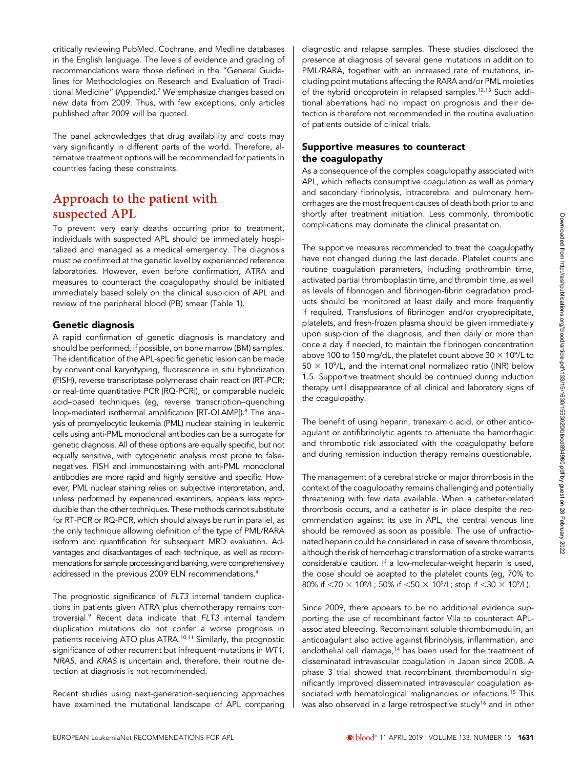critically reviewing PubMed, Cochrane, and Medline databases in the English language. The levels of evidence and grading of recommendations were those defined in the "General Guidelines for Methodologies on Research and Evaluation of Traditional Medicine" (Appendix).[7] We emphasize changes based on new data from 2009. Thus, with few exceptions, only articles published after 2009 will be quoted.

The panel acknowledges that drug availability and costs may vary significantly in different parts of the world. Therefore, alternative treatment options will be recommended for patients in countries facing these constraints.

# Approach to the patient with suspected APL

To prevent very early deaths occurring prior to treatment, individuals with suspected APL should be immediately hospitalized and managed as a medical emergency. The diagnosis must be confirmed at the genetic level by experienced reference laboratories. However, even before confirmation, ATRA and measures to counteract the coagulopathy should be initiated immediately based solely on the clinical suspicion of APL and review of the peripheral blood (PB) smear (Table 1).

## Genetic diagnosis

A rapid confirmation of genetic diagnosis is mandatory and should be performed, if possible, on bone marrow (BM) samples. The identification of the APL-specific genetic lesion can be made by conventional karyotyping, fluorescence in situ hybridization (FISH), reverse transcriptase polymerase chain reaction (RT-PCR; or real-time quantitative PCR [RQ-PCR]), or comparable nucleic acid–based techniques (eg, reverse transcription–quenching loop-mediated isothermal amplification [RT-QLAMP]).[8] The analysis of promyelocytic leukemia (PML) nuclear staining in leukemic cells using anti-PML monoclonal antibodies can be a surrogate for genetic diagnosis. All of these options are equally specific, but not equally sensitive, with cytogenetic analysis most prone to false-negatives. FISH and immunostaining with anti-PML monoclonal antibodies are more rapid and highly sensitive and specific. However, PML nuclear staining relies on subjective interpretation, and, unless performed by experienced examiners, appears less reproducible than the other techniques. These methods cannot substitute for RT-PCR or RQ-PCR, which should always be run in parallel, as the only technique allowing definition of the type of PML/RARA isoform and quantification for subsequent MRD evaluation. Advantages and disadvantages of each technique, as well as recommendations for sample processing and banking, were comprehensively addressed in the previous 2009 ELN recommendations.[4]

The prognostic significance of *FLT3* internal tandem duplications in patients given ATRA plus chemotherapy remains controversial.[9] Recent data indicate that *FLT3* internal tandem duplication mutations do not confer a worse prognosis in patients receiving ATO plus ATRA.[10,11] Similarly, the prognostic significance of other recurrent but infrequent mutations in *WT1*, *NRAS*, and *KRAS* is uncertain and, therefore, their routine detection at diagnosis is not recommended.

Recent studies using next-generation-sequencing approaches have examined the mutational landscape of APL comparing diagnostic and relapse samples. These studies disclosed the presence at diagnosis of several gene mutations in addition to PML/RARA, together with an increased rate of mutations, including point mutations affecting the RARA and/or PML moieties of the hybrid oncoprotein in relapsed samples.[12,13] Such additional aberrations had no impact on prognosis and their detection is therefore not recommended in the routine evaluation of patients outside of clinical trials.

## Supportive measures to counteract the coagulopathy

As a consequence of the complex coagulopathy associated with APL, which reflects consumptive coagulation as well as primary and secondary fibrinolysis, intracerebral and pulmonary hemorrhages are the most frequent causes of death both prior to and shortly after treatment initiation. Less commonly, thrombotic complications may dominate the clinical presentation.

The supportive measures recommended to treat the coagulopathy have not changed during the last decade. Platelet counts and routine coagulation parameters, including prothrombin time, activated partial thromboplastin time, and thrombin time, as well as levels of fibrinogen and fibrinogen-fibrin degradation products should be monitored at least daily and more frequently if required. Transfusions of fibrinogen and/or cryoprecipitate, platelets, and fresh-frozen plasma should be given immediately upon suspicion of the diagnosis, and then daily or more than once a day if needed, to maintain the fibrinogen concentration above 100 to 150 mg/dL, the platelet count above $30 \times 10^9$/L to $50 \times 10^9$/L, and the international normalized ratio (INR) below 1.5. Supportive treatment should be continued during induction therapy until disappearance of all clinical and laboratory signs of the coagulopathy.

The benefit of using heparin, tranexamic acid, or other anticoagulant or antifibrinolytic agents to attenuate the hemorrhagic and thrombotic risk associated with the coagulopathy before and during remission induction therapy remains questionable.

The management of a cerebral stroke or major thrombosis in the context of the coagulopathy remains challenging and potentially threatening with few data available. When a catheter-related thrombosis occurs, and a catheter is in place despite the recommendation against its use in APL, the central venous line should be removed as soon as possible. The use of unfractionated heparin could be considered in case of severe thrombosis, although the risk of hemorrhagic transformation of a stroke warrants considerable caution. If a low-molecular-weight heparin is used, the dose should be adapted to the platelet counts (eg, 70% to 80% if $<70 \times 10^9$/L; 50% if $<50 \times 10^9$/L; stop if $<30 \times 10^9$/L).

Since 2009, there appears to be no additional evidence supporting the use of recombinant factor VIIa to counteract APL-associated bleeding. Recombinant soluble thrombomodulin, an anticoagulant also active against fibrinolysis, inflammation, and endothelial cell damage,[14] has been used for the treatment of disseminated intravascular coagulation in Japan since 2008. A phase 3 trial showed that recombinant thrombomodulin significantly improved disseminated intravascular coagulation associated with hematological malignancies or infections.[15] This was also observed in a large retrospective study[16] and in other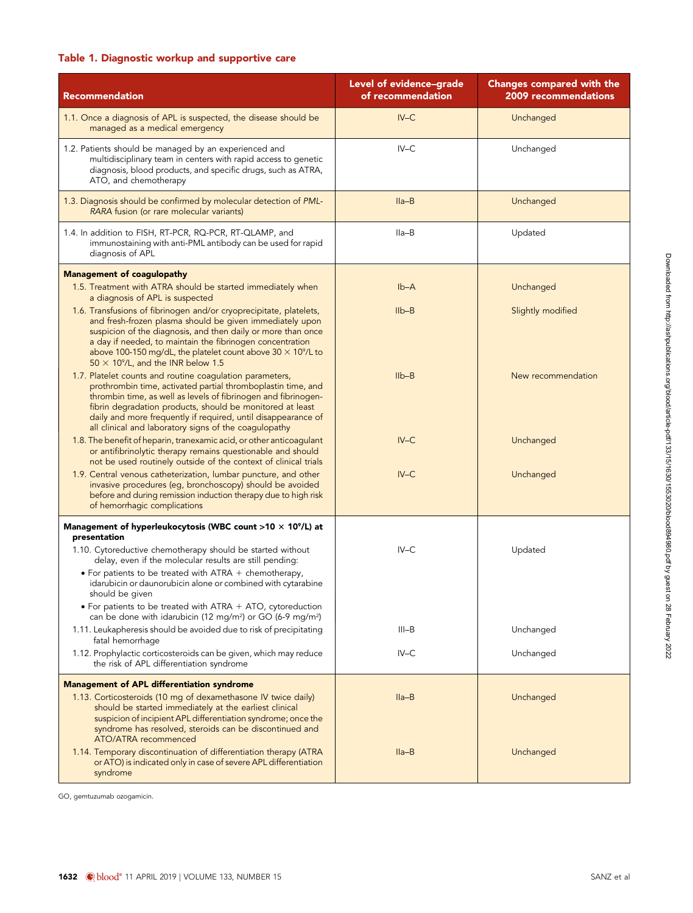## Table 1. Diagnostic workup and supportive care

| Recommendation | Level of evidence–grade of recommendation | Changes compared with the 2009 recommendations |
|---|---|---|
| 1.1. Once a diagnosis of APL is suspected, the disease should be managed as a medical emergency | IV–C | Unchanged |
| 1.2. Patients should be managed by an experienced and multidisciplinary team in centers with rapid access to genetic diagnosis, blood products, and specific drugs, such as ATRA, ATO, and chemotherapy | IV–C | Unchanged |
| 1.3. Diagnosis should be confirmed by molecular detection of *PML-RARA* fusion (or rare molecular variants) | IIa–B | Unchanged |
| 1.4. In addition to FISH, RT-PCR, RQ-PCR, RT-QLAMP, and immunostaining with anti-PML antibody can be used for rapid diagnosis of APL | IIa–B | Updated |
| **Management of coagulopathy** | | |
| 1.5. Treatment with ATRA should be started immediately when a diagnosis of APL is suspected | Ib–A | Unchanged |
| 1.6. Transfusions of fibrinogen and/or cryoprecipitate, platelets, and fresh-frozen plasma should be given immediately upon suspicion of the diagnosis, and then daily or more than once a day if needed, to maintain the fibrinogen concentration above 100-150 mg/dL, the platelet count above $30 \times 10^9$/L to $50 \times 10^9$/L, and the INR below 1.5 | IIb–B | Slightly modified |
| 1.7. Platelet counts and routine coagulation parameters, prothrombin time, activated partial thromboplastin time, and thrombin time, as well as levels of fibrinogen and fibrinogen-fibrin degradation products, should be monitored at least daily and more frequently if required, until disappearance of all clinical and laboratory signs of the coagulopathy | IIb–B | New recommendation |
| 1.8. The benefit of heparin, tranexamic acid, or other anticoagulant or antifibrinolytic therapy remains questionable and should not be used routinely outside of the context of clinical trials | IV–C | Unchanged |
| 1.9. Central venous catheterization, lumbar puncture, and other invasive procedures (eg, bronchoscopy) should be avoided before and during remission induction therapy due to high risk of hemorrhagic complications | IV–C | Unchanged |
| **Management of hyperleukocytosis (WBC count >$10 \times 10^9$/L) at presentation** | | |
| 1.10. Cytoreductive chemotherapy should be started without delay, even if the molecular results are still pending: <br>• For patients to be treated with ATRA + chemotherapy, idarubicin or daunorubicin alone or combined with cytarabine should be given <br>• For patients to be treated with ATRA + ATO, cytoreduction can be done with idarubicin (12 mg/m²) or GO (6-9 mg/m²) | IV–C | Updated |
| 1.11. Leukapheresis should be avoided due to risk of precipitating fatal hemorrhage | III–B | Unchanged |
| 1.12. Prophylactic corticosteroids can be given, which may reduce the risk of APL differentiation syndrome | IV–C | Unchanged |
| **Management of APL differentiation syndrome** | | |
| 1.13. Corticosteroids (10 mg of dexamethasone IV twice daily) should be started immediately at the earliest clinical suspicion of incipient APL differentiation syndrome; once the syndrome has resolved, steroids can be discontinued and ATO/ATRA recommenced | IIa–B | Unchanged |
| 1.14. Temporary discontinuation of differentiation therapy (ATRA or ATO) is indicated only in case of severe APL differentiation syndrome | IIa–B | Unchanged |

GO, gemtuzumab ozogamicin.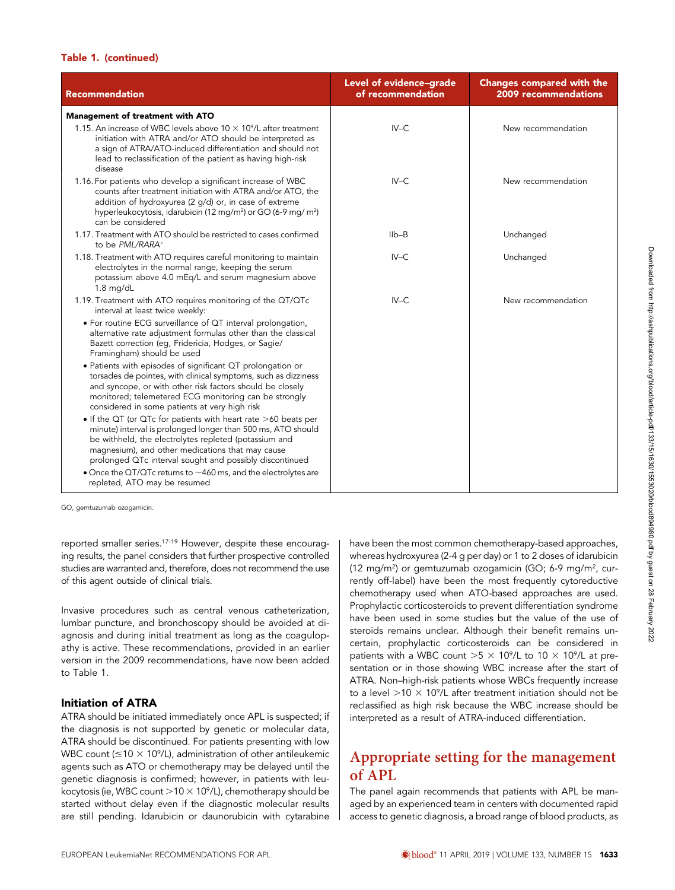**Table 1. (continued)**

| Recommendation | Level of evidence–grade of recommendation | Changes compared with the 2009 recommendations |
|---|---|---|
| **Management of treatment with ATO** | | |
| 1.15. An increase of WBC levels above $10 \times 10^9$/L after treatment initiation with ATRA and/or ATO should be interpreted as a sign of ATRA/ATO-induced differentiation and should not lead to reclassification of the patient as having high-risk disease | IV–C | New recommendation |
| 1.16. For patients who develop a significant increase of WBC counts after treatment initiation with ATRA and/or ATO, the addition of hydroxyurea (2 g/d) or, in case of extreme hyperleukocytosis, idarubicin (12 mg/m²) or GO (6-9 mg/ m²) can be considered | IV–C | New recommendation |
| 1.17. Treatment with ATO should be restricted to cases confirmed to be *PML/RARA*⁺ | IIb–B | Unchanged |
| 1.18. Treatment with ATO requires careful monitoring to maintain electrolytes in the normal range, keeping the serum potassium above 4.0 mEq/L and serum magnesium above 1.8 mg/dL | IV–C | Unchanged |
| 1.19. Treatment with ATO requires monitoring of the QT/QTc interval at least twice weekly:<br>• For routine ECG surveillance of QT interval prolongation, alternative rate adjustment formulas other than the classical Bazett correction (eg, Fridericia, Hodges, or Sagie/ Framingham) should be used<br>• Patients with episodes of significant QT prolongation or torsades de pointes, with clinical symptoms, such as dizziness and syncope, or with other risk factors should be closely monitored; telemetered ECG monitoring can be strongly considered in some patients at very high risk<br>• If the QT (or QTc for patients with heart rate >60 beats per minute) interval is prolonged longer than 500 ms, ATO should be withheld, the electrolytes repleted (potassium and magnesium), and other medications that may cause prolonged QTc interval sought and possibly discontinued<br>• Once the QT/QTc returns to ~460 ms, and the electrolytes are repleted, ATO may be resumed | IV–C | New recommendation |

GO, gemtuzumab ozogamicin.

reported smaller series.[17-19] However, despite these encouraging results, the panel considers that further prospective controlled studies are warranted and, therefore, does not recommend the use of this agent outside of clinical trials.

Invasive procedures such as central venous catheterization, lumbar puncture, and bronchoscopy should be avoided at diagnosis and during initial treatment as long as the coagulopathy is active. These recommendations, provided in an earlier version in the 2009 recommendations, have now been added to Table 1.

### Initiation of ATRA

ATRA should be initiated immediately once APL is suspected; if the diagnosis is not supported by genetic or molecular data, ATRA should be discontinued. For patients presenting with low WBC count (≤$10 \times 10^9$/L), administration of other antileukemic agents such as ATO or chemotherapy may be delayed until the genetic diagnosis is confirmed; however, in patients with leukocytosis (ie, WBC count >$10 \times 10^9$/L), chemotherapy should be started without delay even if the diagnostic molecular results are still pending. Idarubicin or daunorubicin with cytarabine have been the most common chemotherapy-based approaches, whereas hydroxyurea (2-4 g per day) or 1 to 2 doses of idarubicin (12 mg/m²) or gemtuzumab ozogamicin (GO; 6-9 mg/m², currently off-label) have been the most frequently cytoreductive chemotherapy used when ATO-based approaches are used. Prophylactic corticosteroids to prevent differentiation syndrome have been used in some studies but the value of the use of steroids remains unclear. Although their benefit remains uncertain, prophylactic corticosteroids can be considered in patients with a WBC count >$5 \times 10^9$/L to $10 \times 10^9$/L at presentation or in those showing WBC increase after the start of ATRA. Non–high-risk patients whose WBCs frequently increase to a level >$10 \times 10^9$/L after treatment initiation should not be reclassified as high risk because the WBC increase should be interpreted as a result of ATRA-induced differentiation.

## Appropriate setting for the management of APL

The panel again recommends that patients with APL be managed by an experienced team in centers with documented rapid access to genetic diagnosis, a broad range of blood products, as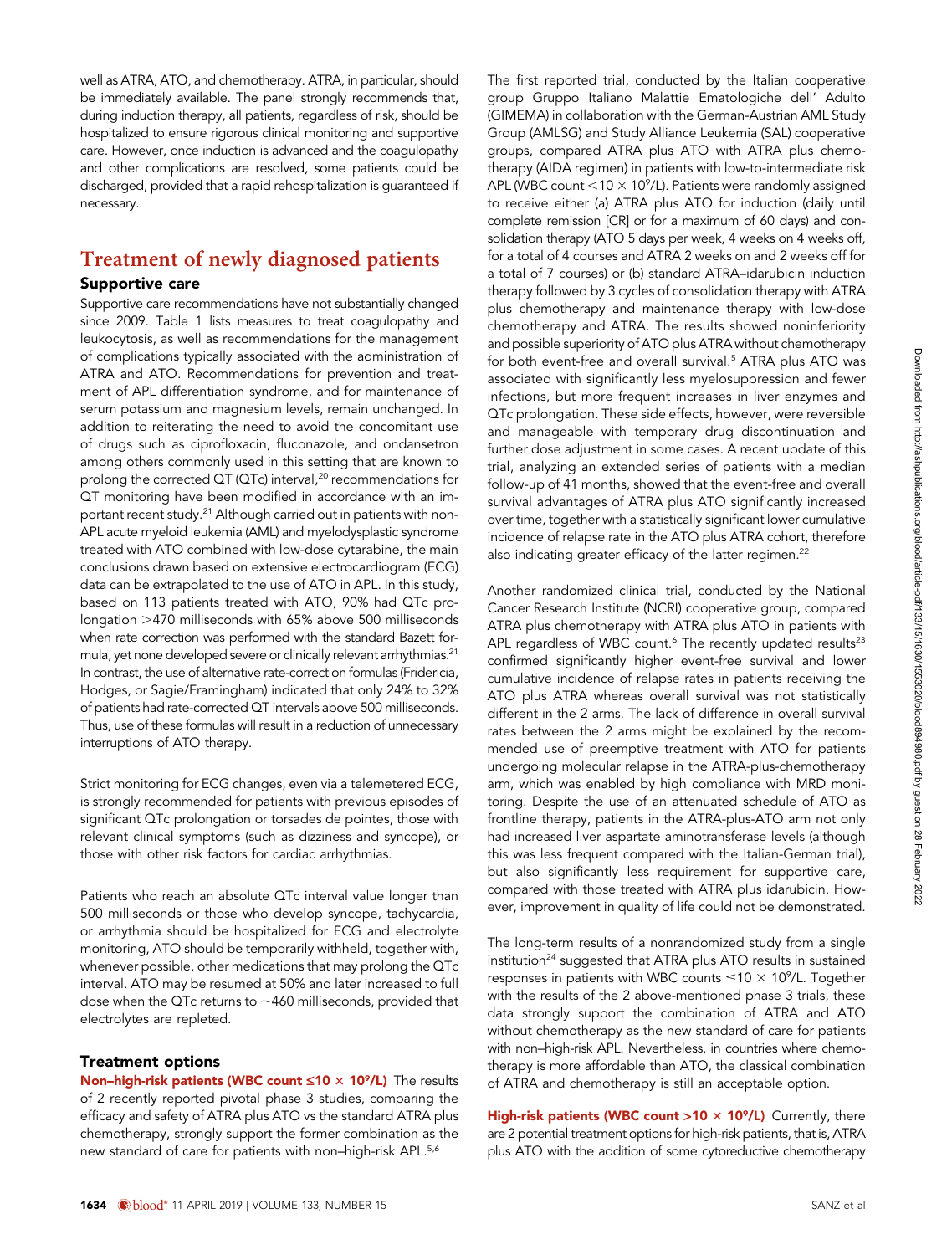well as ATRA, ATO, and chemotherapy. ATRA, in particular, should be immediately available. The panel strongly recommends that, during induction therapy, all patients, regardless of risk, should be hospitalized to ensure rigorous clinical monitoring and supportive care. However, once induction is advanced and the coagulopathy and other complications are resolved, some patients could be discharged, provided that a rapid rehospitalization is guaranteed if necessary.

# Treatment of newly diagnosed patients

## Supportive care

Supportive care recommendations have not substantially changed since 2009. Table 1 lists measures to treat coagulopathy and leukocytosis, as well as recommendations for the management of complications typically associated with the administration of ATRA and ATO. Recommendations for prevention and treatment of APL differentiation syndrome, and for maintenance of serum potassium and magnesium levels, remain unchanged. In addition to reiterating the need to avoid the concomitant use of drugs such as ciprofloxacin, fluconazole, and ondansetron among others commonly used in this setting that are known to prolong the corrected QT (QTc) interval,[20] recommendations for QT monitoring have been modified in accordance with an important recent study.[21] Although carried out in patients with non-APL acute myeloid leukemia (AML) and myelodysplastic syndrome treated with ATO combined with low-dose cytarabine, the main conclusions drawn based on extensive electrocardiogram (ECG) data can be extrapolated to the use of ATO in APL. In this study, based on 113 patients treated with ATO, 90% had QTc prolongation >470 milliseconds with 65% above 500 milliseconds when rate correction was performed with the standard Bazett formula, yet none developed severe or clinically relevant arrhythmias.[21] In contrast, the use of alternative rate-correction formulas (Fridericia, Hodges, or Sagie/Framingham) indicated that only 24% to 32% of patients had rate-corrected QT intervals above 500 milliseconds. Thus, use of these formulas will result in a reduction of unnecessary interruptions of ATO therapy.

Strict monitoring for ECG changes, even via a telemetered ECG, is strongly recommended for patients with previous episodes of significant QTc prolongation or torsades de pointes, those with relevant clinical symptoms (such as dizziness and syncope), or those with other risk factors for cardiac arrhythmias.

Patients who reach an absolute QTc interval value longer than 500 milliseconds or those who develop syncope, tachycardia, or arrhythmia should be hospitalized for ECG and electrolyte monitoring, ATO should be temporarily withheld, together with, whenever possible, other medications that may prolong the QTc interval. ATO may be resumed at 50% and later increased to full dose when the QTc returns to ~460 milliseconds, provided that electrolytes are repleted.

## Treatment options

**Non–high-risk patients (WBC count ≤10 × $10^9$/L)** The results of 2 recently reported pivotal phase 3 studies, comparing the efficacy and safety of ATRA plus ATO vs the standard ATRA plus chemotherapy, strongly support the former combination as the new standard of care for patients with non–high-risk APL.[5,6]

The first reported trial, conducted by the Italian cooperative group Gruppo Italiano Malattie Ematologiche dell' Adulto (GIMEMA) in collaboration with the German-Austrian AML Study Group (AMLSG) and Study Alliance Leukemia (SAL) cooperative groups, compared ATRA plus ATO with ATRA plus chemotherapy (AIDA regimen) in patients with low-to-intermediate risk APL (WBC count <10 × $10^9$/L). Patients were randomly assigned to receive either (a) ATRA plus ATO for induction (daily until complete remission [CR] or for a maximum of 60 days) and consolidation therapy (ATO 5 days per week, 4 weeks on 4 weeks off, for a total of 4 courses and ATRA 2 weeks on and 2 weeks off for a total of 7 courses) or (b) standard ATRA–idarubicin induction therapy followed by 3 cycles of consolidation therapy with ATRA plus chemotherapy and maintenance therapy with low-dose chemotherapy and ATRA. The results showed noninferiority and possible superiority of ATO plus ATRA without chemotherapy for both event-free and overall survival.[5] ATRA plus ATO was associated with significantly less myelosuppression and fewer infections, but more frequent increases in liver enzymes and QTc prolongation. These side effects, however, were reversible and manageable with temporary drug discontinuation and further dose adjustment in some cases. A recent update of this trial, analyzing an extended series of patients with a median follow-up of 41 months, showed that the event-free and overall survival advantages of ATRA plus ATO significantly increased over time, together with a statistically significant lower cumulative incidence of relapse rate in the ATO plus ATRA cohort, therefore also indicating greater efficacy of the latter regimen.[22]

Another randomized clinical trial, conducted by the National Cancer Research Institute (NCRI) cooperative group, compared ATRA plus chemotherapy with ATRA plus ATO in patients with APL regardless of WBC count.[6] The recently updated results[23] confirmed significantly higher event-free survival and lower cumulative incidence of relapse rates in patients receiving the ATO plus ATRA whereas overall survival was not statistically different in the 2 arms. The lack of difference in overall survival rates between the 2 arms might be explained by the recommended use of preemptive treatment with ATO for patients undergoing molecular relapse in the ATRA-plus-chemotherapy arm, which was enabled by high compliance with MRD monitoring. Despite the use of an attenuated schedule of ATO as frontline therapy, patients in the ATRA-plus-ATO arm not only had increased liver aspartate aminotransferase levels (although this was less frequent compared with the Italian-German trial), but also significantly less requirement for supportive care, compared with those treated with ATRA plus idarubicin. However, improvement in quality of life could not be demonstrated.

The long-term results of a nonrandomized study from a single institution[24] suggested that ATRA plus ATO results in sustained responses in patients with WBC counts ≤10 × $10^9$/L. Together with the results of the 2 above-mentioned phase 3 trials, these data strongly support the combination of ATRA and ATO without chemotherapy as the new standard of care for patients with non–high-risk APL. Nevertheless, in countries where chemotherapy is more affordable than ATO, the classical combination of ATRA and chemotherapy is still an acceptable option.

**High-risk patients (WBC count >10 × $10^9$/L)** Currently, there are 2 potential treatment options for high-risk patients, that is, ATRA plus ATO with the addition of some cytoreductive chemotherapy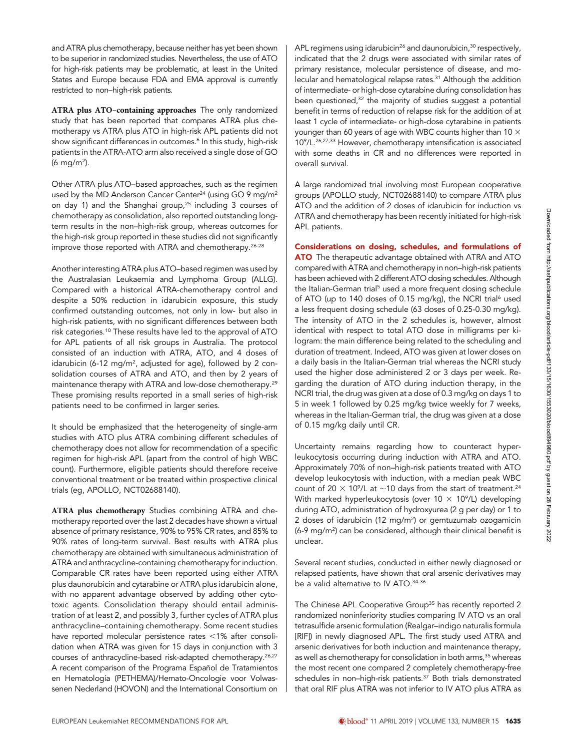and ATRA plus chemotherapy, because neither has yet been shown to be superior in randomized studies. Nevertheless, the use of ATO for high-risk patients may be problematic, at least in the United States and Europe because FDA and EMA approval is currently restricted to non–high-risk patients.

**ATRA plus ATO–containing approaches** The only randomized study that has been reported that compares ATRA plus chemotherapy vs ATRA plus ATO in high-risk APL patients did not show significant differences in outcomes.[6] In this study, high-risk patients in the ATRA-ATO arm also received a single dose of GO (6 mg/m$^2$).

Other ATRA plus ATO–based approaches, such as the regimen used by the MD Anderson Cancer Center[24] (using GO 9 mg/m$^2$ on day 1) and the Shanghai group,[25] including 3 courses of chemotherapy as consolidation, also reported outstanding long-term results in the non–high-risk group, whereas outcomes for the high-risk group reported in these studies did not significantly improve those reported with ATRA and chemotherapy.[26-28]

Another interesting ATRA plus ATO–based regimen was used by the Australasian Leukaemia and Lymphoma Group (ALLG). Compared with a historical ATRA-chemotherapy control and despite a 50% reduction in idarubicin exposure, this study confirmed outstanding outcomes, not only in low- but also in high-risk patients, with no significant differences between both risk categories.[10] These results have led to the approval of ATO for APL patients of all risk groups in Australia. The protocol consisted of an induction with ATRA, ATO, and 4 doses of idarubicin (6-12 mg/m$^2$, adjusted for age), followed by 2 consolidation courses of ATRA and ATO, and then by 2 years of maintenance therapy with ATRA and low-dose chemotherapy.[29] These promising results reported in a small series of high-risk patients need to be confirmed in larger series.

It should be emphasized that the heterogeneity of single-arm studies with ATO plus ATRA combining different schedules of chemotherapy does not allow for recommendation of a specific regimen for high-risk APL (apart from the control of high WBC count). Furthermore, eligible patients should therefore receive conventional treatment or be treated within prospective clinical trials (eg, APOLLO, NCT02688140).

**ATRA plus chemotherapy** Studies combining ATRA and chemotherapy reported over the last 2 decades have shown a virtual absence of primary resistance, 90% to 95% CR rates, and 85% to 90% rates of long-term survival. Best results with ATRA plus chemotherapy are obtained with simultaneous administration of ATRA and anthracycline-containing chemotherapy for induction. Comparable CR rates have been reported using either ATRA plus daunorubicin and cytarabine or ATRA plus idarubicin alone, with no apparent advantage observed by adding other cytotoxic agents. Consolidation therapy should entail administration of at least 2, and possibly 3, further cycles of ATRA plus anthracycline–containing chemotherapy. Some recent studies have reported molecular persistence rates <1% after consolidation when ATRA was given for 15 days in conjunction with 3 courses of anthracycline-based risk-adapted chemotherapy.[26,27] A recent comparison of the Programa Español de Tratamientos en Hematología (PETHEMA)/Hemato-Oncologie voor Volwassenen Nederland (HOVON) and the International Consortium on APL regimens using idarubicin[26] and daunorubicin,[30] respectively, indicated that the 2 drugs were associated with similar rates of primary resistance, molecular persistence of disease, and molecular and hematological relapse rates.[31] Although the addition of intermediate- or high-dose cytarabine during consolidation has been questioned,[32] the majority of studies suggest a potential benefit in terms of reduction of relapse risk for the addition of at least 1 cycle of intermediate- or high-dose cytarabine in patients younger than 60 years of age with WBC counts higher than 10 × 10$^9$/L.[26,27,33] However, chemotherapy intensification is associated with some deaths in CR and no differences were reported in overall survival.

A large randomized trial involving most European cooperative groups (APOLLO study, NCT02688140) to compare ATRA plus ATO and the addition of 2 doses of idarubicin for induction vs ATRA and chemotherapy has been recently initiated for high-risk APL patients.

**Considerations on dosing, schedules, and formulations of ATO** The therapeutic advantage obtained with ATRA and ATO compared with ATRA and chemotherapy in non–high-risk patients has been achieved with 2 different ATO dosing schedules. Although the Italian-German trial[5] used a more frequent dosing schedule of ATO (up to 140 doses of 0.15 mg/kg), the NCRI trial[6] used a less frequent dosing schedule (63 doses of 0.25-0.30 mg/kg). The intensity of ATO in the 2 schedules is, however, almost identical with respect to total ATO dose in milligrams per kilogram: the main difference being related to the scheduling and duration of treatment. Indeed, ATO was given at lower doses on a daily basis in the Italian-German trial whereas the NCRI study used the higher dose administered 2 or 3 days per week. Regarding the duration of ATO during induction therapy, in the NCRI trial, the drug was given at a dose of 0.3 mg/kg on days 1 to 5 in week 1 followed by 0.25 mg/kg twice weekly for 7 weeks, whereas in the Italian-German trial, the drug was given at a dose of 0.15 mg/kg daily until CR.

Uncertainty remains regarding how to counteract hyperleukocytosis occurring during induction with ATRA and ATO. Approximately 70% of non–high-risk patients treated with ATO develop leukocytosis with induction, with a median peak WBC count of 20 × 10$^9$/L at ~10 days from the start of treatment.[24] With marked hyperleukocytosis (over 10 × 10$^9$/L) developing during ATO, administration of hydroxyurea (2 g per day) or 1 to 2 doses of idarubicin (12 mg/m$^2$) or gemtuzumab ozogamicin (6-9 mg/m$^2$) can be considered, although their clinical benefit is unclear.

Several recent studies, conducted in either newly diagnosed or relapsed patients, have shown that oral arsenic derivatives may be a valid alternative to IV ATO.[34-36]

The Chinese APL Cooperative Group[35] has recently reported 2 randomized noninferiority studies comparing IV ATO vs an oral tetrasulfide arsenic formulation (Realgar–indigo naturalis formula [RIF]) in newly diagnosed APL. The first study used ATRA and arsenic derivatives for both induction and maintenance therapy, as well as chemotherapy for consolidation in both arms,[35] whereas the most recent one compared 2 completely chemotherapy-free schedules in non–high-risk patients.[37] Both trials demonstrated that oral RIF plus ATRA was not inferior to IV ATO plus ATRA as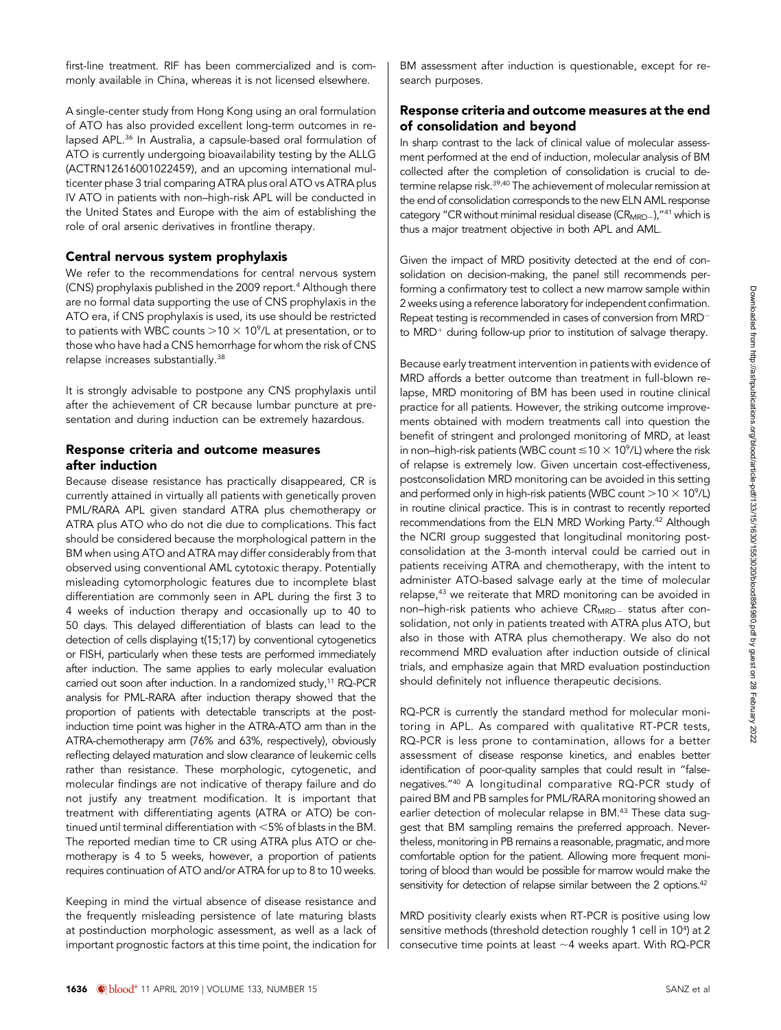first-line treatment. RIF has been commercialized and is commonly available in China, whereas it is not licensed elsewhere.

A single-center study from Hong Kong using an oral formulation of ATO has also provided excellent long-term outcomes in relapsed APL.[36] In Australia, a capsule-based oral formulation of ATO is currently undergoing bioavailability testing by the ALLG (ACTRN12616001022459), and an upcoming international multicenter phase 3 trial comparing ATRA plus oral ATO vs ATRA plus IV ATO in patients with non–high-risk APL will be conducted in the United States and Europe with the aim of establishing the role of oral arsenic derivatives in frontline therapy.

### Central nervous system prophylaxis

We refer to the recommendations for central nervous system (CNS) prophylaxis published in the 2009 report.[4] Although there are no formal data supporting the use of CNS prophylaxis in the ATO era, if CNS prophylaxis is used, its use should be restricted to patients with WBC counts $>10 \times 10^9$/L at presentation, or to those who have had a CNS hemorrhage for whom the risk of CNS relapse increases substantially.[38]

It is strongly advisable to postpone any CNS prophylaxis until after the achievement of CR because lumbar puncture at presentation and during induction can be extremely hazardous.

### Response criteria and outcome measures after induction

Because disease resistance has practically disappeared, CR is currently attained in virtually all patients with genetically proven PML/RARA APL given standard ATRA plus chemotherapy or ATRA plus ATO who do not die due to complications. This fact should be considered because the morphological pattern in the BM when using ATO and ATRA may differ considerably from that observed using conventional AML cytotoxic therapy. Potentially misleading cytomorphologic features due to incomplete blast differentiation are commonly seen in APL during the first 3 to 4 weeks of induction therapy and occasionally up to 40 to 50 days. This delayed differentiation of blasts can lead to the detection of cells displaying t(15;17) by conventional cytogenetics or FISH, particularly when these tests are performed immediately after induction. The same applies to early molecular evaluation carried out soon after induction. In a randomized study,[11] RQ-PCR analysis for PML-RARA after induction therapy showed that the proportion of patients with detectable transcripts at the postinduction time point was higher in the ATRA-ATO arm than in the ATRA-chemotherapy arm (76% and 63%, respectively), obviously reflecting delayed maturation and slow clearance of leukemic cells rather than resistance. These morphologic, cytogenetic, and molecular findings are not indicative of therapy failure and do not justify any treatment modification. It is important that treatment with differentiating agents (ATRA or ATO) be continued until terminal differentiation with <5% of blasts in the BM. The reported median time to CR using ATRA plus ATO or chemotherapy is 4 to 5 weeks, however, a proportion of patients requires continuation of ATO and/or ATRA for up to 8 to 10 weeks.

Keeping in mind the virtual absence of disease resistance and the frequently misleading persistence of late maturing blasts at postinduction morphologic assessment, as well as a lack of important prognostic factors at this time point, the indication for BM assessment after induction is questionable, except for research purposes.

### Response criteria and outcome measures at the end of consolidation and beyond

In sharp contrast to the lack of clinical value of molecular assessment performed at the end of induction, molecular analysis of BM collected after the completion of consolidation is crucial to determine relapse risk.[39,40] The achievement of molecular remission at the end of consolidation corresponds to the new ELN AML response category "CR without minimal residual disease ($CR_{MRD-}$),"[41] which is thus a major treatment objective in both APL and AML.

Given the impact of MRD positivity detected at the end of consolidation on decision-making, the panel still recommends performing a confirmatory test to collect a new marrow sample within 2 weeks using a reference laboratory for independent confirmation. Repeat testing is recommended in cases of conversion from $MRD^-$ to $MRD^+$ during follow-up prior to institution of salvage therapy.

Because early treatment intervention in patients with evidence of MRD affords a better outcome than treatment in full-blown relapse, MRD monitoring of BM has been used in routine clinical practice for all patients. However, the striking outcome improvements obtained with modern treatments call into question the benefit of stringent and prolonged monitoring of MRD, at least in non–high-risk patients (WBC count $\leq 10 \times 10^9$/L) where the risk of relapse is extremely low. Given uncertain cost-effectiveness, postconsolidation MRD monitoring can be avoided in this setting and performed only in high-risk patients (WBC count $>10 \times 10^9$/L) in routine clinical practice. This is in contrast to recently reported recommendations from the ELN MRD Working Party.[42] Although the NCRI group suggested that longitudinal monitoring postconsolidation at the 3-month interval could be carried out in patients receiving ATRA and chemotherapy, with the intent to administer ATO-based salvage early at the time of molecular relapse,[43] we reiterate that MRD monitoring can be avoided in non–high-risk patients who achieve $CR_{MRD-}$ status after consolidation, not only in patients treated with ATRA plus ATO, but also in those with ATRA plus chemotherapy. We also do not recommend MRD evaluation after induction outside of clinical trials, and emphasize again that MRD evaluation postinduction should definitely not influence therapeutic decisions.

RQ-PCR is currently the standard method for molecular monitoring in APL. As compared with qualitative RT-PCR tests, RQ-PCR is less prone to contamination, allows for a better assessment of disease response kinetics, and enables better identification of poor-quality samples that could result in "false-negatives."[40] A longitudinal comparative RQ-PCR study of paired BM and PB samples for PML/RARA monitoring showed an earlier detection of molecular relapse in BM.[43] These data suggest that BM sampling remains the preferred approach. Nevertheless, monitoring in PB remains a reasonable, pragmatic, and more comfortable option for the patient. Allowing more frequent monitoring of blood than would be possible for marrow would make the sensitivity for detection of relapse similar between the 2 options.[42]

MRD positivity clearly exists when RT-PCR is positive using low sensitive methods (threshold detection roughly 1 cell in $10^4$) at 2 consecutive time points at least ~4 weeks apart. With RQ-PCR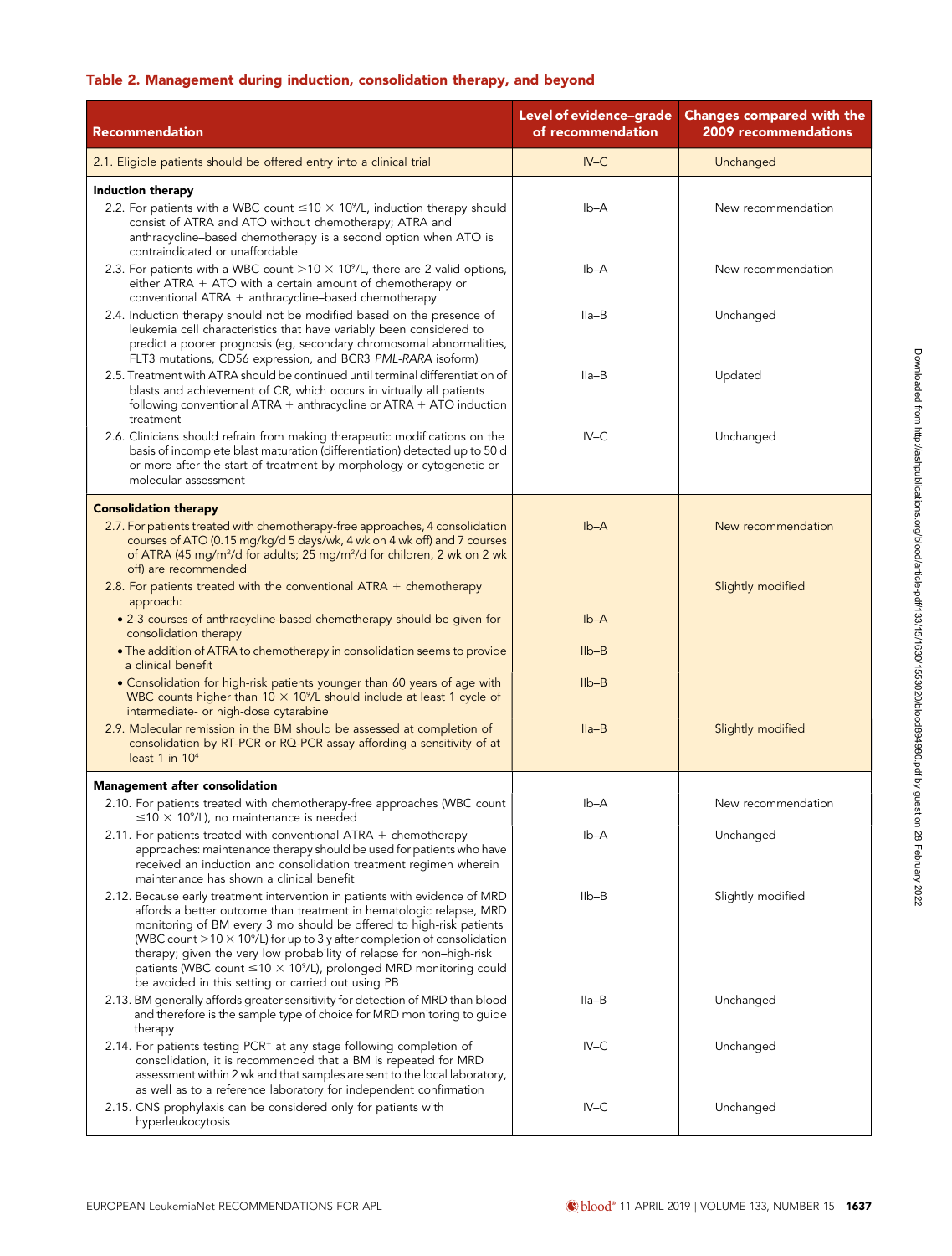## Table 2. Management during induction, consolidation therapy, and beyond

| Recommendation | Level of evidence–grade of recommendation | Changes compared with the 2009 recommendations |
|---|---|---|
| 2.1. Eligible patients should be offered entry into a clinical trial | IV–C | Unchanged |
| **Induction therapy** | | |
| 2.2. For patients with a WBC count $\leq 10 \times 10^9$/L, induction therapy should consist of ATRA and ATO without chemotherapy; ATRA and anthracycline–based chemotherapy is a second option when ATO is contraindicated or unaffordable | Ib–A | New recommendation |
| 2.3. For patients with a WBC count $>10 \times 10^9$/L, there are 2 valid options, either ATRA + ATO with a certain amount of chemotherapy or conventional ATRA + anthracycline–based chemotherapy | Ib–A | New recommendation |
| 2.4. Induction therapy should not be modified based on the presence of leukemia cell characteristics that have variably been considered to predict a poorer prognosis (eg, secondary chromosomal abnormalities, FLT3 mutations, CD56 expression, and BCR3 *PML-RARA* isoform) | IIa–B | Unchanged |
| 2.5. Treatment with ATRA should be continued until terminal differentiation of blasts and achievement of CR, which occurs in virtually all patients following conventional ATRA + anthracycline or ATRA + ATO induction treatment | IIa–B | Updated |
| 2.6. Clinicians should refrain from making therapeutic modifications on the basis of incomplete blast maturation (differentiation) detected up to 50 d or more after the start of treatment by morphology or cytogenetic or molecular assessment | IV–C | Unchanged |
| **Consolidation therapy** | | |
| 2.7. For patients treated with chemotherapy-free approaches, 4 consolidation courses of ATO (0.15 mg/kg/d 5 days/wk, 4 wk on 4 wk off) and 7 courses of ATRA (45 mg/m²/d for adults; 25 mg/m²/d for children, 2 wk on 2 wk off) are recommended | Ib–A | New recommendation |
| 2.8. For patients treated with the conventional ATRA + chemotherapy approach: | | Slightly modified |
| • 2-3 courses of anthracycline-based chemotherapy should be given for consolidation therapy | Ib–A | |
| • The addition of ATRA to chemotherapy in consolidation seems to provide a clinical benefit | IIb–B | |
| • Consolidation for high-risk patients younger than 60 years of age with WBC counts higher than $10 \times 10^9$/L should include at least 1 cycle of intermediate- or high-dose cytarabine | IIb–B | |
| 2.9. Molecular remission in the BM should be assessed at completion of consolidation by RT-PCR or RQ-PCR assay affording a sensitivity of at least 1 in $10^4$ | IIa–B | Slightly modified |
| **Management after consolidation** | | |
| 2.10. For patients treated with chemotherapy-free approaches (WBC count $\leq 10 \times 10^9$/L), no maintenance is needed | Ib–A | New recommendation |
| 2.11. For patients treated with conventional ATRA + chemotherapy approaches: maintenance therapy should be used for patients who have received an induction and consolidation treatment regimen wherein maintenance has shown a clinical benefit | Ib–A | Unchanged |
| 2.12. Because early treatment intervention in patients with evidence of MRD affords a better outcome than treatment in hematologic relapse, MRD monitoring of BM every 3 mo should be offered to high-risk patients (WBC count $>10 \times 10^9$/L) for up to 3 y after completion of consolidation therapy; given the very low probability of relapse for non–high-risk patients (WBC count $\leq 10 \times 10^9$/L), prolonged MRD monitoring could be avoided in this setting or carried out using PB | IIb–B | Slightly modified |
| 2.13. BM generally affords greater sensitivity for detection of MRD than blood and therefore is the sample type of choice for MRD monitoring to guide therapy | IIa–B | Unchanged |
| 2.14. For patients testing PCR⁺ at any stage following completion of consolidation, it is recommended that a BM is repeated for MRD assessment within 2 wk and that samples are sent to the local laboratory, as well as to a reference laboratory for independent confirmation | IV–C | Unchanged |
| 2.15. CNS prophylaxis can be considered only for patients with hyperleukocytosis | IV–C | Unchanged |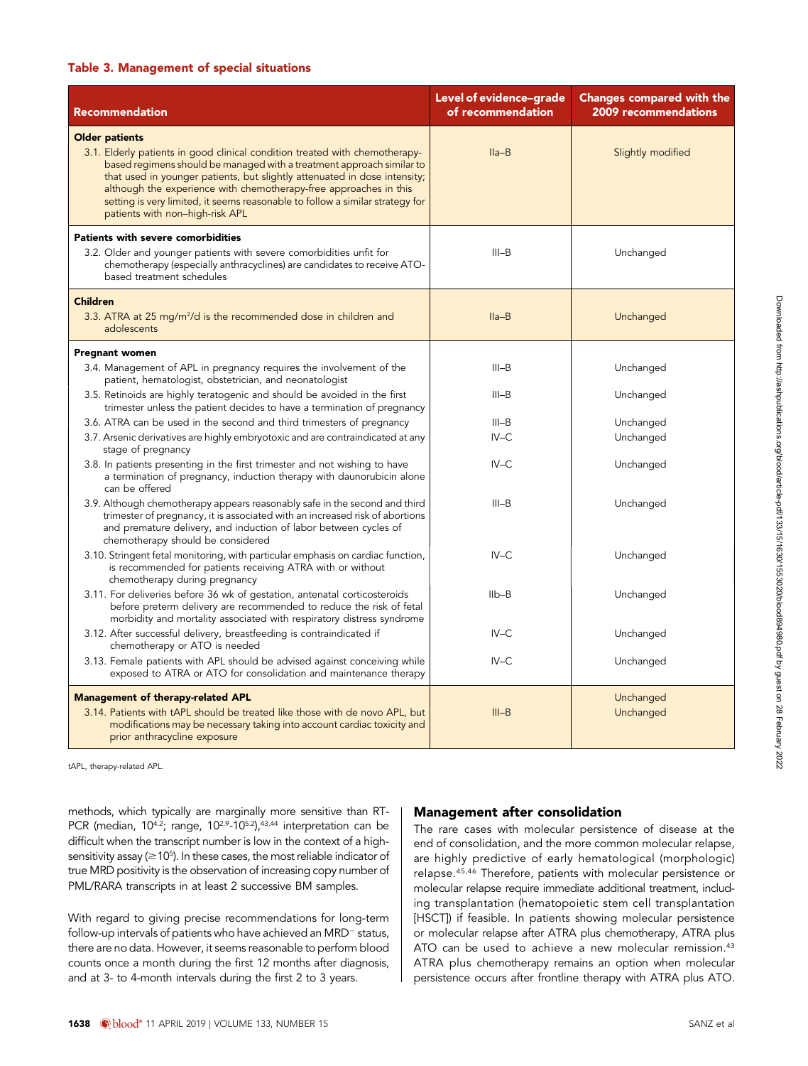**Table 3. Management of special situations**

| Recommendation | Level of evidence–grade of recommendation | Changes compared with the 2009 recommendations |
|---|---|---|
| **Older patients** | | |
| 3.1. Elderly patients in good clinical condition treated with chemotherapy-based regimens should be managed with a treatment approach similar to that used in younger patients, but slightly attenuated in dose intensity; although the experience with chemotherapy-free approaches in this setting is very limited, it seems reasonable to follow a similar strategy for patients with non–high-risk APL | IIa–B | Slightly modified |
| **Patients with severe comorbidities** | | |
| 3.2. Older and younger patients with severe comorbidities unfit for chemotherapy (especially anthracyclines) are candidates to receive ATO-based treatment schedules | III–B | Unchanged |
| **Children** | | |
| 3.3. ATRA at 25 mg/m²/d is the recommended dose in children and adolescents | IIa–B | Unchanged |
| **Pregnant women** | | |
| 3.4. Management of APL in pregnancy requires the involvement of the patient, hematologist, obstetrician, and neonatologist | III–B | Unchanged |
| 3.5. Retinoids are highly teratogenic and should be avoided in the first trimester unless the patient decides to have a termination of pregnancy | III–B | Unchanged |
| 3.6. ATRA can be used in the second and third trimesters of pregnancy | III–B | Unchanged |
| 3.7. Arsenic derivatives are highly embryotoxic and are contraindicated at any stage of pregnancy | IV–C | Unchanged |
| 3.8. In patients presenting in the first trimester and not wishing to have a termination of pregnancy, induction therapy with daunorubicin alone can be offered | IV–C | Unchanged |
| 3.9. Although chemotherapy appears reasonably safe in the second and third trimester of pregnancy, it is associated with an increased risk of abortions and premature delivery, and induction of labor between cycles of chemotherapy should be considered | III–B | Unchanged |
| 3.10. Stringent fetal monitoring, with particular emphasis on cardiac function, is recommended for patients receiving ATRA with or without chemotherapy during pregnancy | IV–C | Unchanged |
| 3.11. For deliveries before 36 wk of gestation, antenatal corticosteroids before preterm delivery are recommended to reduce the risk of fetal morbidity and mortality associated with respiratory distress syndrome | IIb–B | Unchanged |
| 3.12. After successful delivery, breastfeeding is contraindicated if chemotherapy or ATO is needed | IV–C | Unchanged |
| 3.13. Female patients with APL should be advised against conceiving while exposed to ATRA or ATO for consolidation and maintenance therapy | IV–C | Unchanged |
| **Management of therapy-related APL** | | Unchanged |
| 3.14. Patients with tAPL should be treated like those with de novo APL, but modifications may be necessary taking into account cardiac toxicity and prior anthracycline exposure | III–B | Unchanged |

tAPL, therapy-related APL.

methods, which typically are marginally more sensitive than RT-PCR (median, $10^{4.2}$; range, $10^{2.9}$-$10^{5.2}$),[43,44] interpretation can be difficult when the transcript number is low in the context of a high-sensitivity assay ($\geq 10^5$). In these cases, the most reliable indicator of true MRD positivity is the observation of increasing copy number of PML/RARA transcripts in at least 2 successive BM samples.

With regard to giving precise recommendations for long-term follow-up intervals of patients who have achieved an MRD⁻ status, there are no data. However, it seems reasonable to perform blood counts once a month during the first 12 months after diagnosis, and at 3- to 4-month intervals during the first 2 to 3 years.

## Management after consolidation

The rare cases with molecular persistence of disease at the end of consolidation, and the more common molecular relapse, are highly predictive of early hematological (morphologic) relapse.[45,46] Therefore, patients with molecular persistence or molecular relapse require immediate additional treatment, including transplantation (hematopoietic stem cell transplantation [HSCT]) if feasible. In patients showing molecular persistence or molecular relapse after ATRA plus chemotherapy, ATRA plus ATO can be used to achieve a new molecular remission.[43] ATRA plus chemotherapy remains an option when molecular persistence occurs after frontline therapy with ATRA plus ATO.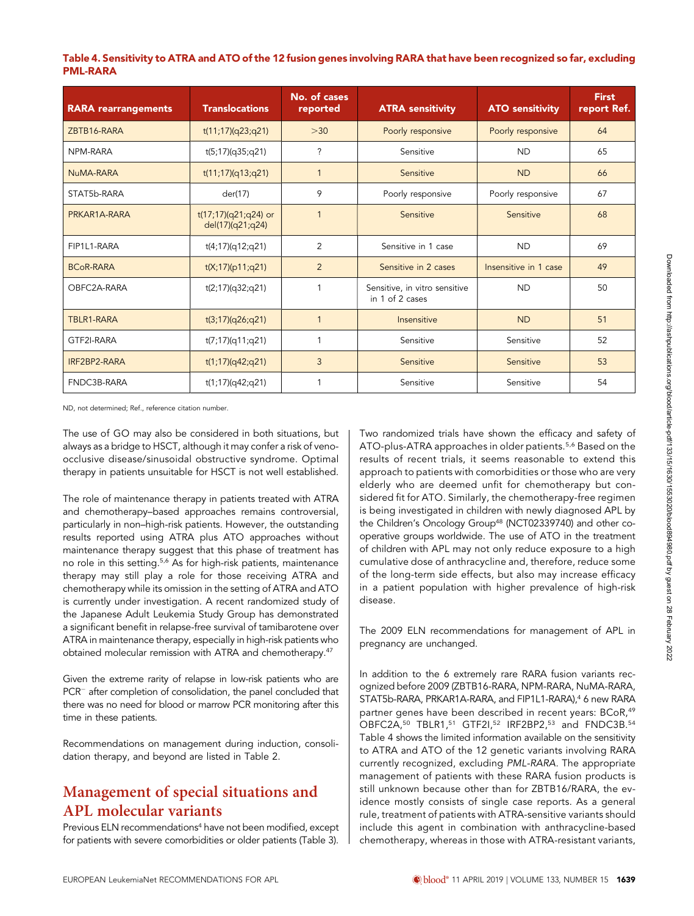**Table 4. Sensitivity to ATRA and ATO of the 12 fusion genes involving RARA that have been recognized so far, excluding PML-RARA**

| RARA rearrangements | Translocations | No. of cases reported | ATRA sensitivity | ATO sensitivity | First report Ref. |
|---|---|---|---|---|---|
| ZBTB16-RARA | t(11;17)(q23;q21) | >30 | Poorly responsive | Poorly responsive | 64 |
| NPM-RARA | t(5;17)(q35;q21) | ? | Sensitive | ND | 65 |
| NuMA-RARA | t(11;17)(q13;q21) | 1 | Sensitive | ND | 66 |
| STAT5b-RARA | der(17) | 9 | Poorly responsive | Poorly responsive | 67 |
| PRKAR1A-RARA | t(17;17)(q21;q24) or del(17)(q21;q24) | 1 | Sensitive | Sensitive | 68 |
| FIP1L1-RARA | t(4;17)(q12;q21) | 2 | Sensitive in 1 case | ND | 69 |
| BCoR-RARA | t(X;17)(p11;q21) | 2 | Sensitive in 2 cases | Insensitive in 1 case | 49 |
| OBFC2A-RARA | t(2;17)(q32;q21) | 1 | Sensitive, in vitro sensitive in 1 of 2 cases | ND | 50 |
| TBLR1-RARA | t(3;17)(q26;q21) | 1 | Insensitive | ND | 51 |
| GTF2I-RARA | t(7;17)(q11;q21) | 1 | Sensitive | Sensitive | 52 |
| IRF2BP2-RARA | t(1;17)(q42;q21) | 3 | Sensitive | Sensitive | 53 |
| FNDC3B-RARA | t(1;17)(q42;q21) | 1 | Sensitive | Sensitive | 54 |

ND, not determined; Ref., reference citation number.

The use of GO may also be considered in both situations, but always as a bridge to HSCT, although it may confer a risk of veno-occlusive disease/sinusoidal obstructive syndrome. Optimal therapy in patients unsuitable for HSCT is not well established.

The role of maintenance therapy in patients treated with ATRA and chemotherapy–based approaches remains controversial, particularly in non–high-risk patients. However, the outstanding results reported using ATRA plus ATO approaches without maintenance therapy suggest that this phase of treatment has no role in this setting.[5,6] As for high-risk patients, maintenance therapy may still play a role for those receiving ATRA and chemotherapy while its omission in the setting of ATRA and ATO is currently under investigation. A recent randomized study of the Japanese Adult Leukemia Study Group has demonstrated a significant benefit in relapse-free survival of tamibarotene over ATRA in maintenance therapy, especially in high-risk patients who obtained molecular remission with ATRA and chemotherapy.[47]

Given the extreme rarity of relapse in low-risk patients who are PCR⁻ after completion of consolidation, the panel concluded that there was no need for blood or marrow PCR monitoring after this time in these patients.

Recommendations on management during induction, consolidation therapy, and beyond are listed in Table 2.

## Management of special situations and APL molecular variants

Previous ELN recommendations[4] have not been modified, except for patients with severe comorbidities or older patients (Table 3).

Two randomized trials have shown the efficacy and safety of ATO-plus-ATRA approaches in older patients.[5,6] Based on the results of recent trials, it seems reasonable to extend this approach to patients with comorbidities or those who are very elderly who are deemed unfit for chemotherapy but considered fit for ATO. Similarly, the chemotherapy-free regimen is being investigated in children with newly diagnosed APL by the Children's Oncology Group[48] (NCT02339740) and other cooperative groups worldwide. The use of ATO in the treatment of children with APL may not only reduce exposure to a high cumulative dose of anthracycline and, therefore, reduce some of the long-term side effects, but also may increase efficacy in a patient population with higher prevalence of high-risk disease.

The 2009 ELN recommendations for management of APL in pregnancy are unchanged.

In addition to the 6 extremely rare RARA fusion variants recognized before 2009 (ZBTB16-RARA, NPM-RARA, NuMA-RARA, STAT5b-RARA, PRKAR1A-RARA, and FIP1L1-RARA),[4] 6 new RARA partner genes have been described in recent years: BCoR,[49] OBFC2A,[50] TBLR1,[51] GTF2I,[52] IRF2BP2,[53] and FNDC3B.[54] Table 4 shows the limited information available on the sensitivity to ATRA and ATO of the 12 genetic variants involving RARA currently recognized, excluding *PML-RARA*. The appropriate management of patients with these RARA fusion products is still unknown because other than for ZBTB16/RARA, the evidence mostly consists of single case reports. As a general rule, treatment of patients with ATRA-sensitive variants should include this agent in combination with anthracycline-based chemotherapy, whereas in those with ATRA-resistant variants,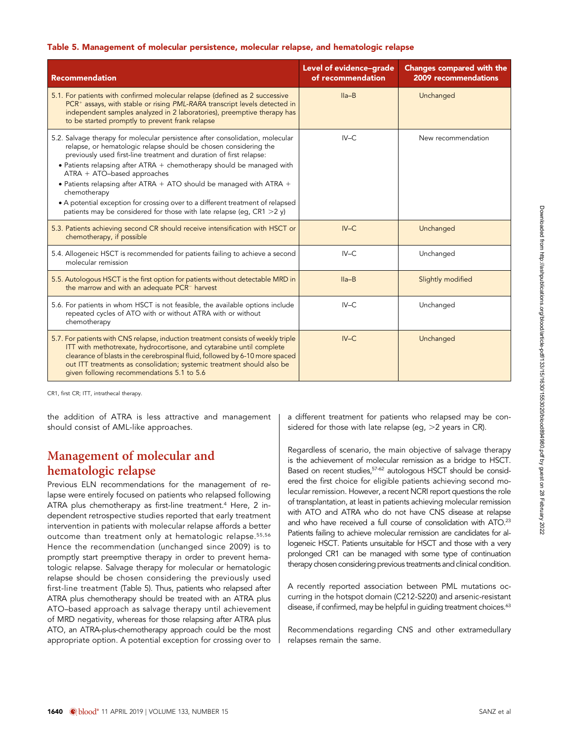**Table 5. Management of molecular persistence, molecular relapse, and hematologic relapse**

| Recommendation | Level of evidence–grade of recommendation | Changes compared with the 2009 recommendations |
|---|---|---|
| 5.1. For patients with confirmed molecular relapse (defined as 2 successive PCR+ assays, with stable or rising *PML-RARA* transcript levels detected in independent samples analyzed in 2 laboratories), preemptive therapy has to be started promptly to prevent frank relapse | IIa–B | Unchanged |
| 5.2. Salvage therapy for molecular persistence after consolidation, molecular relapse, or hematologic relapse should be chosen considering the previously used first-line treatment and duration of first relapse: • Patients relapsing after ATRA + chemotherapy should be managed with ATRA + ATO–based approaches • Patients relapsing after ATRA + ATO should be managed with ATRA + chemotherapy • A potential exception for crossing over to a different treatment of relapsed patients may be considered for those with late relapse (eg, CR1 >2 y) | IV–C | New recommendation |
| 5.3. Patients achieving second CR should receive intensification with HSCT or chemotherapy, if possible | IV–C | Unchanged |
| 5.4. Allogeneic HSCT is recommended for patients failing to achieve a second molecular remission | IV–C | Unchanged |
| 5.5. Autologous HSCT is the first option for patients without detectable MRD in the marrow and with an adequate PCR− harvest | IIa–B | Slightly modified |
| 5.6. For patients in whom HSCT is not feasible, the available options include repeated cycles of ATO with or without ATRA with or without chemotherapy | IV–C | Unchanged |
| 5.7. For patients with CNS relapse, induction treatment consists of weekly triple ITT with methotrexate, hydrocortisone, and cytarabine until complete clearance of blasts in the cerebrospinal fluid, followed by 6-10 more spaced out ITT treatments as consolidation; systemic treatment should also be given following recommendations 5.1 to 5.6 | IV–C | Unchanged |

CR1, first CR; ITT, intrathecal therapy.

the addition of ATRA is less attractive and management should consist of AML-like approaches.

## Management of molecular and hematologic relapse

Previous ELN recommendations for the management of relapse were entirely focused on patients who relapsed following ATRA plus chemotherapy as first-line treatment.[4] Here, 2 independent retrospective studies reported that early treatment intervention in patients with molecular relapse affords a better outcome than treatment only at hematologic relapse.[55,56] Hence the recommendation (unchanged since 2009) is to promptly start preemptive therapy in order to prevent hematologic relapse. Salvage therapy for molecular or hematologic relapse should be chosen considering the previously used first-line treatment (Table 5). Thus, patients who relapsed after ATRA plus chemotherapy should be treated with an ATRA plus ATO–based approach as salvage therapy until achievement of MRD negativity, whereas for those relapsing after ATRA plus ATO, an ATRA-plus-chemotherapy approach could be the most appropriate option. A potential exception for crossing over to a different treatment for patients who relapsed may be considered for those with late relapse (eg, >2 years in CR).

Regardless of scenario, the main objective of salvage therapy is the achievement of molecular remission as a bridge to HSCT. Based on recent studies,[57-62] autologous HSCT should be considered the first choice for eligible patients achieving second molecular remission. However, a recent NCRI report questions the role of transplantation, at least in patients achieving molecular remission with ATO and ATRA who do not have CNS disease at relapse and who have received a full course of consolidation with ATO.[23] Patients failing to achieve molecular remission are candidates for allogeneic HSCT. Patients unsuitable for HSCT and those with a very prolonged CR1 can be managed with some type of continuation therapy chosen considering previous treatments and clinical condition.

A recently reported association between PML mutations occurring in the hotspot domain (C212-S220) and arsenic-resistant disease, if confirmed, may be helpful in guiding treatment choices.[63]

Recommendations regarding CNS and other extramedullary relapses remain the same.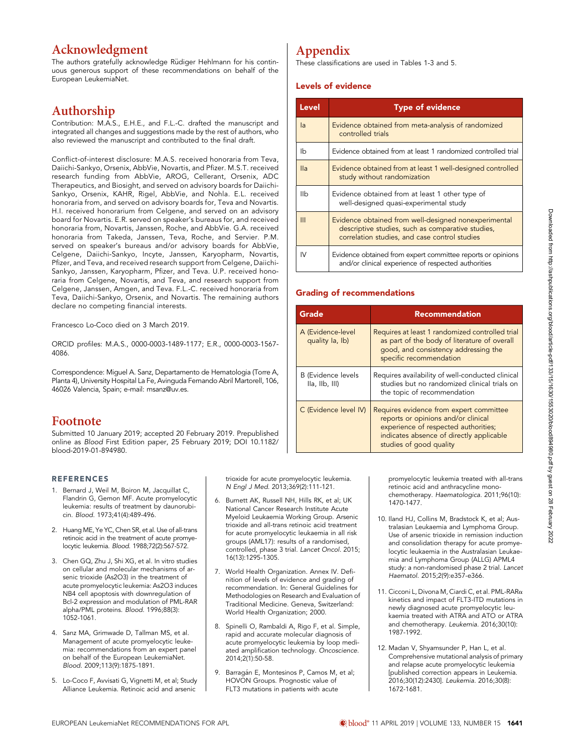## Acknowledgment

The authors gratefully acknowledge Rüdiger Hehlmann for his continuous generous support of these recommendations on behalf of the European LeukemiaNet.

## Authorship

Contribution: M.A.S., E.H.E., and F.L.-C. drafted the manuscript and integrated all changes and suggestions made by the rest of authors, who also reviewed the manuscript and contributed to the final draft.

Conflict-of-interest disclosure: M.A.S. received honoraria from Teva, Daiichi-Sankyo, Orsenix, AbbVie, Novartis, and Pfizer. M.S.T. received research funding from AbbVie, AROG, Cellerant, Orsenix, ADC Therapeutics, and Biosight, and served on advisory boards for Daiichi-Sankyo, Orsenix, KAHR, Rigel, AbbVie, and Nohla. E.L. received honoraria from, and served on advisory boards for, Teva and Novartis. H.I. received honorarium from Celgene, and served on an advisory board for Novartis. E.R. served on speaker's bureaus for, and received honoraria from, Novartis, Janssen, Roche, and AbbVie. G.A. received honoraria from Takeda, Janssen, Teva, Roche, and Servier. P.M. served on speaker's bureaus and/or advisory boards for AbbVie, Celgene, Daiichi-Sankyo, Incyte, Janssen, Karyopharm, Novartis, Pfizer, and Teva, and received research support from Celgene, Daiichi-Sankyo, Janssen, Karyopharm, Pfizer, and Teva. U.P. received honoraria from Celgene, Novartis, and Teva, and research support from Celgene, Janssen, Amgen, and Teva. F.L.-C. received honoraria from Teva, Daiichi-Sankyo, Orsenix, and Novartis. The remaining authors declare no competing financial interests.

Francesco Lo-Coco died on 3 March 2019.

ORCID profiles: M.A.S., 0000-0003-1489-1177; E.R., 0000-0003-1567-4086.

Correspondence: Miguel A. Sanz, Departamento de Hematologia (Torre A, Planta 4), University Hospital La Fe, Avinguda Fernando Abril Martorell, 106, 46026 Valencia, Spain; e-mail: msanz@uv.es.

## Footnote

Submitted 10 January 2019; accepted 20 February 2019. Prepublished online as *Blood* First Edition paper, 25 February 2019; DOI 10.1182/blood-2019-01-894980.

## Appendix

These classifications are used in Tables 1-3 and 5.

### Levels of evidence

| Level | Type of evidence |
|---|---|
| Ia | Evidence obtained from meta-analysis of randomized controlled trials |
| Ib | Evidence obtained from at least 1 randomized controlled trial |
| IIa | Evidence obtained from at least 1 well-designed controlled study without randomization |
| IIb | Evidence obtained from at least 1 other type of well-designed quasi-experimental study |
| III | Evidence obtained from well-designed nonexperimental descriptive studies, such as comparative studies, correlation studies, and case control studies |
| IV | Evidence obtained from expert committee reports or opinions and/or clinical experience of respected authorities |

### Grading of recommendations

| Grade | Recommendation |
|---|---|
| A (Evidence-level quality Ia, Ib) | Requires at least 1 randomized controlled trial as part of the body of literature of overall good, and consistency addressing the specific recommendation |
| B (Evidence levels IIa, IIb, III) | Requires availability of well-conducted clinical studies but no randomized clinical trials on the topic of recommendation |
| C (Evidence level IV) | Requires evidence from expert committee reports or opinions and/or clinical experience of respected authorities; indicates absence of directly applicable studies of good quality |

## REFERENCES

1. Bernard J, Weil M, Boiron M, Jacquillat C, Flandrin G, Gemon MF. Acute promyelocytic leukemia: results of treatment by daunorubicin. *Blood*. 1973;41(4):489-496.
2. Huang ME, Ye YC, Chen SR, et al. Use of all-trans retinoic acid in the treatment of acute promyelocytic leukemia. *Blood*. 1988;72(2):567-572.
3. Chen GQ, Zhu J, Shi XG, et al. In vitro studies on cellular and molecular mechanisms of arsenic trioxide (As2O3) in the treatment of acute promyelocytic leukemia: As2O3 induces NB4 cell apoptosis with downregulation of Bcl-2 expression and modulation of PML-RAR alpha/PML proteins. *Blood*. 1996;88(3):1052-1061.
4. Sanz MA, Grimwade D, Tallman MS, et al. Management of acute promyelocytic leukemia: recommendations from an expert panel on behalf of the European LeukemiaNet. *Blood*. 2009;113(9):1875-1891.
5. Lo-Coco F, Avvisati G, Vignetti M, et al; Study Alliance Leukemia. Retinoic acid and arsenic trioxide for acute promyelocytic leukemia. *N Engl J Med*. 2013;369(2):111-121.
6. Burnett AK, Russell NH, Hills RK, et al; UK National Cancer Research Institute Acute Myeloid Leukaemia Working Group. Arsenic trioxide and all-trans retinoic acid treatment for acute promyelocytic leukaemia in all risk groups (AML17): results of a randomised, controlled, phase 3 trial. *Lancet Oncol*. 2015;16(13):1295-1305.
7. World Health Organization. Annex IV. Definition of levels of evidence and grading of recommendation. In: General Guidelines for Methodologies on Research and Evaluation of Traditional Medicine. Geneva, Switzerland: World Health Organization; 2000.
8. Spinelli O, Rambaldi A, Rigo F, et al. Simple, rapid and accurate molecular diagnosis of acute promyelocytic leukemia by loop mediated amplification technology. *Oncoscience*. 2014;2(1):50-58.
9. Barragán E, Montesinos P, Camos M, et al; HOVON Groups. Prognostic value of FLT3 mutations in patients with acute promyelocytic leukemia treated with all-trans retinoic acid and anthracycline monochemotherapy. *Haematologica*. 2011;96(10):1470-1477.
10. Iland HJ, Collins M, Bradstock K, et al; Australasian Leukaemia and Lymphoma Group. Use of arsenic trioxide in remission induction and consolidation therapy for acute promyelocytic leukaemia in the Australasian Leukaemia and Lymphoma Group (ALLG) APML4 study: a non-randomised phase 2 trial. *Lancet Haematol*. 2015;2(9):e357-e366.
11. Cicconi L, Divona M, Ciardi C, et al. PML-RARα kinetics and impact of FLT3-ITD mutations in newly diagnosed acute promyelocytic leukaemia treated with ATRA and ATO or ATRA and chemotherapy. *Leukemia*. 2016;30(10):1987-1992.
12. Madan V, Shyamsunder P, Han L, et al. Comprehensive mutational analysis of primary and relapse acute promyelocytic leukemia [published correction appears in Leukemia. 2016;30(12):2430]. *Leukemia*. 2016;30(8):1672-1681.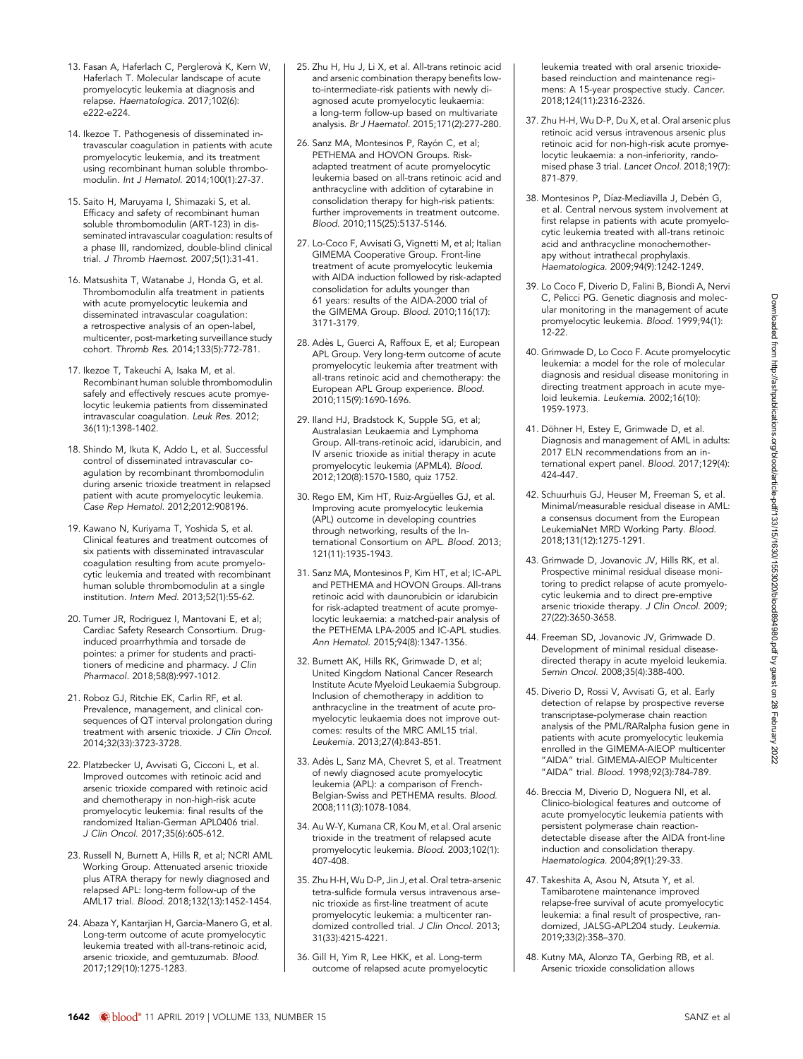13. Fasan A, Haferlach C, Perglerovà K, Kern W, Haferlach T. Molecular landscape of acute promyelocytic leukemia at diagnosis and relapse. *Haematologica*. 2017;102(6):e222-e224.

14. Ikezoe T. Pathogenesis of disseminated intravascular coagulation in patients with acute promyelocytic leukemia, and its treatment using recombinant human soluble thrombomodulin. *Int J Hematol*. 2014;100(1):27-37.

15. Saito H, Maruyama I, Shimazaki S, et al. Efficacy and safety of recombinant human soluble thrombomodulin (ART-123) in disseminated intravascular coagulation: results of a phase III, randomized, double-blind clinical trial. *J Thromb Haemost*. 2007;5(1):31-41.

16. Matsushita T, Watanabe J, Honda G, et al. Thrombomodulin alfa treatment in patients with acute promyelocytic leukemia and disseminated intravascular coagulation: a retrospective analysis of an open-label, multicenter, post-marketing surveillance study cohort. *Thromb Res*. 2014;133(5):772-781.

17. Ikezoe T, Takeuchi A, Isaka M, et al. Recombinant human soluble thrombomodulin safely and effectively rescues acute promyelocytic leukemia patients from disseminated intravascular coagulation. *Leuk Res*. 2012;36(11):1398-1402.

18. Shindo M, Ikuta K, Addo L, et al. Successful control of disseminated intravascular coagulation by recombinant thrombomodulin during arsenic trioxide treatment in relapsed patient with acute promyelocytic leukemia. *Case Rep Hematol*. 2012;2012:908196.

19. Kawano N, Kuriyama T, Yoshida S, et al. Clinical features and treatment outcomes of six patients with disseminated intravascular coagulation resulting from acute promyelocytic leukemia and treated with recombinant human soluble thrombomodulin at a single institution. *Intern Med*. 2013;52(1):55-62.

20. Turner JR, Rodriguez I, Mantovani E, et al; Cardiac Safety Research Consortium. Drug-induced proarrhythmia and torsade de pointes: a primer for students and practitioners of medicine and pharmacy. *J Clin Pharmacol*. 2018;58(8):997-1012.

21. Roboz GJ, Ritchie EK, Carlin RF, et al. Prevalence, management, and clinical consequences of QT interval prolongation during treatment with arsenic trioxide. *J Clin Oncol*. 2014;32(33):3723-3728.

22. Platzbecker U, Avvisati G, Cicconi L, et al. Improved outcomes with retinoic acid and arsenic trioxide compared with retinoic acid and chemotherapy in non-high-risk acute promyelocytic leukemia: final results of the randomized Italian-German APL0406 trial. *J Clin Oncol*. 2017;35(6):605-612.

23. Russell N, Burnett A, Hills R, et al; NCRI AML Working Group. Attenuated arsenic trioxide plus ATRA therapy for newly diagnosed and relapsed APL: long-term follow-up of the AML17 trial. *Blood*. 2018;132(13):1452-1454.

24. Abaza Y, Kantarjian H, Garcia-Manero G, et al. Long-term outcome of acute promyelocytic leukemia treated with all-trans-retinoic acid, arsenic trioxide, and gemtuzumab. *Blood*. 2017;129(10):1275-1283.

25. Zhu H, Hu J, Li X, et al. All-trans retinoic acid and arsenic combination therapy benefits low-to-intermediate-risk patients with newly diagnosed acute promyelocytic leukaemia: a long-term follow-up based on multivariate analysis. *Br J Haematol*. 2015;171(2):277-280.

26. Sanz MA, Montesinos P, Rayón C, et al; PETHEMA and HOVON Groups. Risk-adapted treatment of acute promyelocytic leukemia based on all-trans retinoic acid and anthracycline with addition of cytarabine in consolidation therapy for high-risk patients: further improvements in treatment outcome. *Blood*. 2010;115(25):5137-5146.

27. Lo-Coco F, Avvisati G, Vignetti M, et al; Italian GIMEMA Cooperative Group. Front-line treatment of acute promyelocytic leukemia with AIDA induction followed by risk-adapted consolidation for adults younger than 61 years: results of the AIDA-2000 trial of the GIMEMA Group. *Blood*. 2010;116(17):3171-3179.

28. Adès L, Guerci A, Raffoux E, et al; European APL Group. Very long-term outcome of acute promyelocytic leukemia after treatment with all-trans retinoic acid and chemotherapy: the European APL Group experience. *Blood*. 2010;115(9):1690-1696.

29. Iland HJ, Bradstock K, Supple SG, et al; Australasian Leukaemia and Lymphoma Group. All-trans-retinoic acid, idarubicin, and IV arsenic trioxide as initial therapy in acute promyelocytic leukemia (APML4). *Blood*. 2012;120(8):1570-1580, quiz 1752.

30. Rego EM, Kim HT, Ruiz-Argüelles GJ, et al. Improving acute promyelocytic leukemia (APL) outcome in developing countries through networking, results of the International Consortium on APL. *Blood*. 2013;121(11):1935-1943.

31. Sanz MA, Montesinos P, Kim HT, et al; IC-APL and PETHEMA and HOVON Groups. All-trans retinoic acid with daunorubicin or idarubicin for risk-adapted treatment of acute promyelocytic leukaemia: a matched-pair analysis of the PETHEMA LPA-2005 and IC-APL studies. *Ann Hematol*. 2015;94(8):1347-1356.

32. Burnett AK, Hills RK, Grimwade D, et al; United Kingdom National Cancer Research Institute Acute Myeloid Leukaemia Subgroup. Inclusion of chemotherapy in addition to anthracycline in the treatment of acute promyelocytic leukaemia does not improve outcomes: results of the MRC AML15 trial. *Leukemia*. 2013;27(4):843-851.

33. Adès L, Sanz MA, Chevret S, et al. Treatment of newly diagnosed acute promyelocytic leukemia (APL): a comparison of French-Belgian-Swiss and PETHEMA results. *Blood*. 2008;111(3):1078-1084.

34. Au W-Y, Kumana CR, Kou M, et al. Oral arsenic trioxide in the treatment of relapsed acute promyelocytic leukemia. *Blood*. 2003;102(1):407-408.

35. Zhu H-H, Wu D-P, Jin J, et al. Oral tetra-arsenic tetra-sulfide formula versus intravenous arsenic trioxide as first-line treatment of acute promyelocytic leukemia: a multicenter randomized controlled trial. *J Clin Oncol*. 2013;31(33):4215-4221.

36. Gill H, Yim R, Lee HKK, et al. Long-term outcome of relapsed acute promyelocytic leukemia treated with oral arsenic trioxide-based reinduction and maintenance regimens: A 15-year prospective study. *Cancer*. 2018;124(11):2316-2326.

37. Zhu H-H, Wu D-P, Du X, et al. Oral arsenic plus retinoic acid versus intravenous arsenic plus retinoic acid for non-high-risk acute promyelocytic leukaemia: a non-inferiority, randomised phase 3 trial. *Lancet Oncol*. 2018;19(7):871-879.

38. Montesinos P, Díaz-Mediavilla J, Debén G, et al. Central nervous system involvement at first relapse in patients with acute promyelocytic leukemia treated with all-trans retinoic acid and anthracycline monochemotherapy without intrathecal prophylaxis. *Haematologica*. 2009;94(9):1242-1249.

39. Lo Coco F, Diverio D, Falini B, Biondi A, Nervi C, Pelicci PG. Genetic diagnosis and molecular monitoring in the management of acute promyelocytic leukemia. *Blood*. 1999;94(1):12-22.

40. Grimwade D, Lo Coco F. Acute promyelocytic leukemia: a model for the role of molecular diagnosis and residual disease monitoring in directing treatment approach in acute myeloid leukemia. *Leukemia*. 2002;16(10):1959-1973.

41. Döhner H, Estey E, Grimwade D, et al. Diagnosis and management of AML in adults: 2017 ELN recommendations from an international expert panel. *Blood*. 2017;129(4):424-447.

42. Schuurhuis GJ, Heuser M, Freeman S, et al. Minimal/measurable residual disease in AML: a consensus document from the European LeukemiaNet MRD Working Party. *Blood*. 2018;131(12):1275-1291.

43. Grimwade D, Jovanovic JV, Hills RK, et al. Prospective minimal residual disease monitoring to predict relapse of acute promyelocytic leukemia and to direct pre-emptive arsenic trioxide therapy. *J Clin Oncol*. 2009;27(22):3650-3658.

44. Freeman SD, Jovanovic JV, Grimwade D. Development of minimal residual disease-directed therapy in acute myeloid leukemia. *Semin Oncol*. 2008;35(4):388-400.

45. Diverio D, Rossi V, Avvisati G, et al. Early detection of relapse by prospective reverse transcriptase-polymerase chain reaction analysis of the PML/RARalpha fusion gene in patients with acute promyelocytic leukemia enrolled in the GIMEMA-AIEOP multicenter "AIDA" trial. GIMEMA-AIEOP Multicenter "AIDA" trial. *Blood*. 1998;92(3):784-789.

46. Breccia M, Diverio D, Noguera NI, et al. Clinico-biological features and outcome of acute promyelocytic leukemia patients with persistent polymerase chain reaction-detectable disease after the AIDA front-line induction and consolidation therapy. *Haematologica*. 2004;89(1):29-33.

47. Takeshita A, Asou N, Atsuta Y, et al. Tamibarotene maintenance improved relapse-free survival of acute promyelocytic leukemia: a final result of prospective, randomized, JALSG-APL204 study. *Leukemia*. 2019;33(2):358–370.

48. Kutny MA, Alonzo TA, Gerbing RB, et al. Arsenic trioxide consolidation allows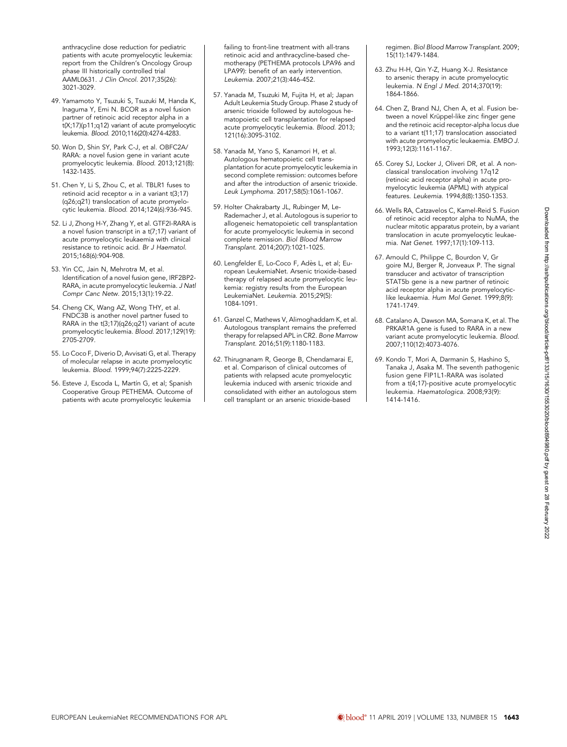anthracycline dose reduction for pediatric patients with acute promyelocytic leukemia: report from the Children's Oncology Group phase III historically controlled trial AAML0631. *J Clin Oncol*. 2017;35(26): 3021-3029.

49. Yamamoto Y, Tsuzuki S, Tsuzuki M, Handa K, Inaguma Y, Emi N. BCOR as a novel fusion partner of retinoic acid receptor alpha in a t(X;17)(p11;q12) variant of acute promyelocytic leukemia. *Blood*. 2010;116(20):4274-4283.

50. Won D, Shin SY, Park C-J, et al. OBFC2A/RARA: a novel fusion gene in variant acute promyelocytic leukemia. *Blood*. 2013;121(8): 1432-1435.

51. Chen Y, Li S, Zhou C, et al. TBLR1 fuses to retinoid acid receptor α in a variant t(3;17)(q26;q21) translocation of acute promyelocytic leukemia. *Blood*. 2014;124(6):936-945.

52. Li J, Zhong H-Y, Zhang Y, et al. GTF2I-RARA is a novel fusion transcript in a t(7;17) variant of acute promyelocytic leukaemia with clinical resistance to retinoic acid. *Br J Haematol*. 2015;168(6):904-908.

53. Yin CC, Jain N, Mehrotra M, et al. Identification of a novel fusion gene, IRF2BP2-RARA, in acute promyelocytic leukemia. *J Natl Compr Canc Netw*. 2015;13(1):19-22.

54. Cheng CK, Wang AZ, Wong THY, et al. FNDC3B is another novel partner fused to RARA in the t(3;17)(q26;q21) variant of acute promyelocytic leukemia. *Blood*. 2017;129(19): 2705-2709.

55. Lo Coco F, Diverio D, Avvisati G, et al. Therapy of molecular relapse in acute promyelocytic leukemia. *Blood*. 1999;94(7):2225-2229.

56. Esteve J, Escoda L, Martín G, et al; Spanish Cooperative Group PETHEMA. Outcome of patients with acute promyelocytic leukemia failing to front-line treatment with all-trans retinoic acid and anthracycline-based chemotherapy (PETHEMA protocols LPA96 and LPA99): benefit of an early intervention. *Leukemia*. 2007;21(3):446-452.

57. Yanada M, Tsuzuki M, Fujita H, et al; Japan Adult Leukemia Study Group. Phase 2 study of arsenic trioxide followed by autologous hematopoietic cell transplantation for relapsed acute promyelocytic leukemia. *Blood*. 2013; 121(16):3095-3102.

58. Yanada M, Yano S, Kanamori H, et al. Autologous hematopoietic cell transplantation for acute promyelocytic leukemia in second complete remission: outcomes before and after the introduction of arsenic trioxide. *Leuk Lymphoma*. 2017;58(5):1061-1067.

59. Holter Chakrabarty JL, Rubinger M, Le-Rademacher J, et al. Autologous is superior to allogeneic hematopoietic cell transplantation for acute promyelocytic leukemia in second complete remission. *Biol Blood Marrow Transplant*. 2014;20(7):1021-1025.

60. Lengfelder E, Lo-Coco F, Adès L, et al; European LeukemiaNet. Arsenic trioxide-based therapy of relapsed acute promyelocytic leukemia: registry results from the European LeukemiaNet. *Leukemia*. 2015;29(5): 1084-1091.

61. Ganzel C, Mathews V, Alimoghaddam K, et al. Autologous transplant remains the preferred therapy for relapsed APL in CR2. *Bone Marrow Transplant*. 2016;51(9):1180-1183.

62. Thirugnanam R, George B, Chendamarai E, et al. Comparison of clinical outcomes of patients with relapsed acute promyelocytic leukemia induced with arsenic trioxide and consolidated with either an autologous stem cell transplant or an arsenic trioxide-based regimen. *Biol Blood Marrow Transplant*. 2009; 15(11):1479-1484.

63. Zhu H-H, Qin Y-Z, Huang X-J. Resistance to arsenic therapy in acute promyelocytic leukemia. *N Engl J Med*. 2014;370(19): 1864-1866.

64. Chen Z, Brand NJ, Chen A, et al. Fusion between a novel Krüppel-like zinc finger gene and the retinoic acid receptor-alpha locus due to a variant t(11;17) translocation associated with acute promyelocytic leukaemia. *EMBO J*. 1993;12(3):1161-1167.

65. Corey SJ, Locker J, Oliveri DR, et al. A non-classical translocation involving 17q12 (retinoic acid receptor alpha) in acute promyelocytic leukemia (APML) with atypical features. *Leukemia*. 1994;8(8):1350-1353.

66. Wells RA, Catzavelos C, Kamel-Reid S. Fusion of retinoic acid receptor alpha to NuMA, the nuclear mitotic apparatus protein, by a variant translocation in acute promyelocytic leukaemia. *Nat Genet*. 1997;17(1):109-113.

67. Arnould C, Philippe C, Bourdon V, Gr goire MJ, Berger R, Jonveaux P. The signal transducer and activator of transcription STAT5b gene is a new partner of retinoic acid receptor alpha in acute promyelocytic-like leukaemia. *Hum Mol Genet*. 1999;8(9): 1741-1749.

68. Catalano A, Dawson MA, Somana K, et al. The PRKAR1A gene is fused to RARA in a new variant acute promyelocytic leukemia. *Blood*. 2007;110(12):4073-4076.

69. Kondo T, Mori A, Darmanin S, Hashino S, Tanaka J, Asaka M. The seventh pathogenic fusion gene FIP1L1-RARA was isolated from a t(4;17)-positive acute promyelocytic leukemia. *Haematologica*. 2008;93(9): 1414-1416.